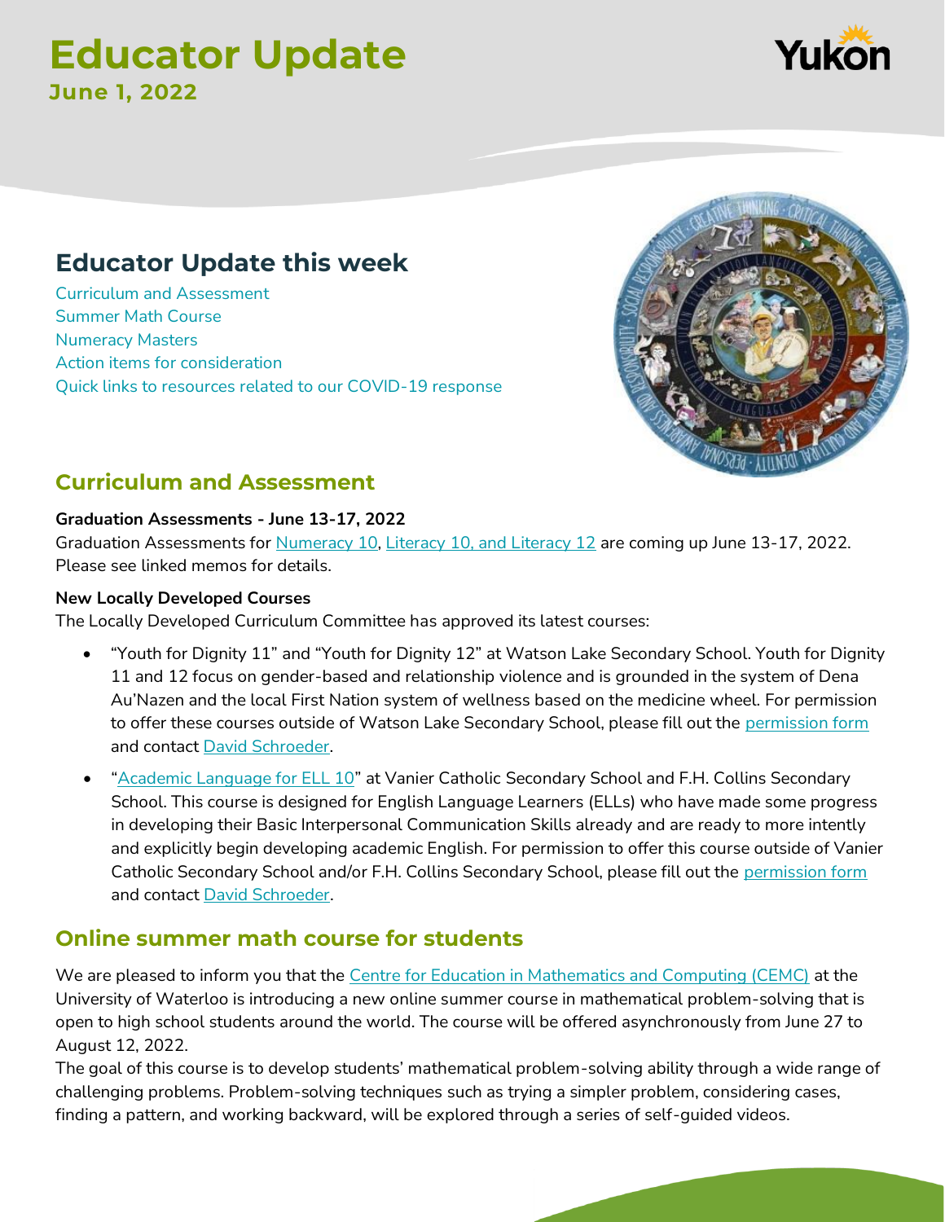# Educator Update

**June 1, 2022**

## Educator Update this week

Curriculum and Assessment
Summer Math Course
Numeracy Masters
Action items for consideration
Quick links to resources related to our COVID-19 response

## Curriculum and Assessment

**Graduation Assessments - June 13-17, 2022**

Graduation Assessments for Numeracy 10, Literacy 10, and Literacy 12 are coming up June 13-17, 2022. Please see linked memos for details.

**New Locally Developed Courses**

The Locally Developed Curriculum Committee has approved its latest courses:

- "Youth for Dignity 11" and "Youth for Dignity 12" at Watson Lake Secondary School. Youth for Dignity 11 and 12 focus on gender-based and relationship violence and is grounded in the system of Dena Au'Nazen and the local First Nation system of wellness based on the medicine wheel. For permission to offer these courses outside of Watson Lake Secondary School, please fill out the permission form and contact David Schroeder.
- "Academic Language for ELL 10" at Vanier Catholic Secondary School and F.H. Collins Secondary School. This course is designed for English Language Learners (ELLs) who have made some progress in developing their Basic Interpersonal Communication Skills already and are ready to more intently and explicitly begin developing academic English. For permission to offer this course outside of Vanier Catholic Secondary School and/or F.H. Collins Secondary School, please fill out the permission form and contact David Schroeder.

## Online summer math course for students

We are pleased to inform you that the Centre for Education in Mathematics and Computing (CEMC) at the University of Waterloo is introducing a new online summer course in mathematical problem-solving that is open to high school students around the world. The course will be offered asynchronously from June 27 to August 12, 2022.

The goal of this course is to develop students' mathematical problem-solving ability through a wide range of challenging problems. Problem-solving techniques such as trying a simpler problem, considering cases, finding a pattern, and working backward, will be explored through a series of self-guided videos.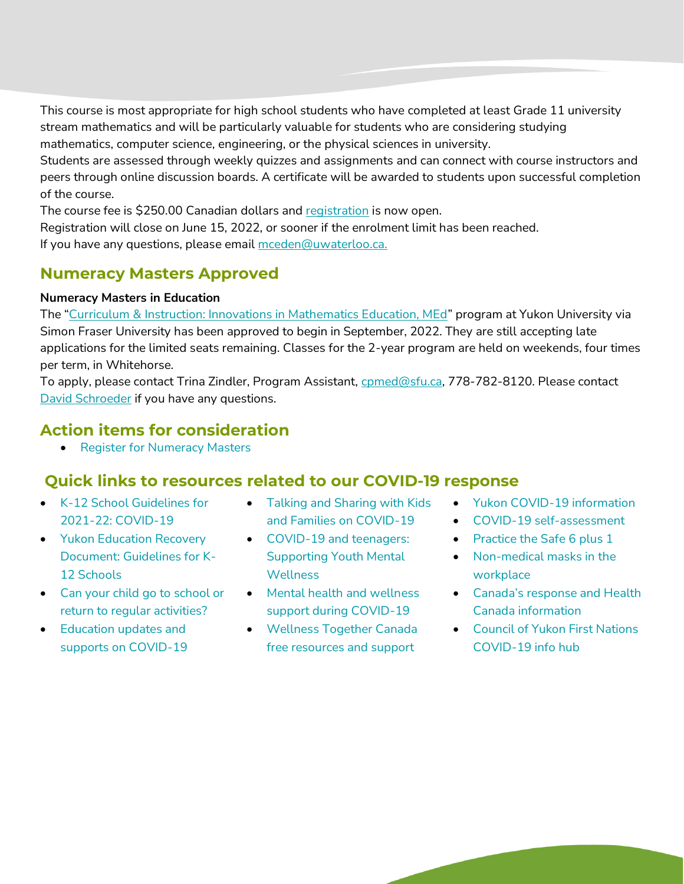This course is most appropriate for high school students who have completed at least Grade 11 university stream mathematics and will be particularly valuable for students who are considering studying mathematics, computer science, engineering, or the physical sciences in university.

Students are assessed through weekly quizzes and assignments and can connect with course instructors and peers through online discussion boards. A certificate will be awarded to students upon successful completion of the course.

The course fee is $250.00 Canadian dollars and registration is now open.

Registration will close on June 15, 2022, or sooner if the enrolment limit has been reached.

If you have any questions, please email mceden@uwaterloo.ca.

## Numeracy Masters Approved

**Numeracy Masters in Education**

The "Curriculum & Instruction: Innovations in Mathematics Education, MEd" program at Yukon University via Simon Fraser University has been approved to begin in September, 2022. They are still accepting late applications for the limited seats remaining. Classes for the 2-year program are held on weekends, four times per term, in Whitehorse.

To apply, please contact Trina Zindler, Program Assistant, cpmed@sfu.ca, 778-782-8120. Please contact David Schroeder if you have any questions.

## Action items for consideration

- Register for Numeracy Masters

## Quick links to resources related to our COVID-19 response

- K-12 School Guidelines for 2021-22: COVID-19
- Yukon Education Recovery Document: Guidelines for K-12 Schools
- Can your child go to school or return to regular activities?
- Education updates and supports on COVID-19
- Talking and Sharing with Kids and Families on COVID-19
- COVID-19 and teenagers: Supporting Youth Mental Wellness
- Mental health and wellness support during COVID-19
- Wellness Together Canada free resources and support
- Yukon COVID-19 information
- COVID-19 self-assessment
- Practice the Safe 6 plus 1
- Non-medical masks in the workplace
- Canada's response and Health Canada information
- Council of Yukon First Nations COVID-19 info hub